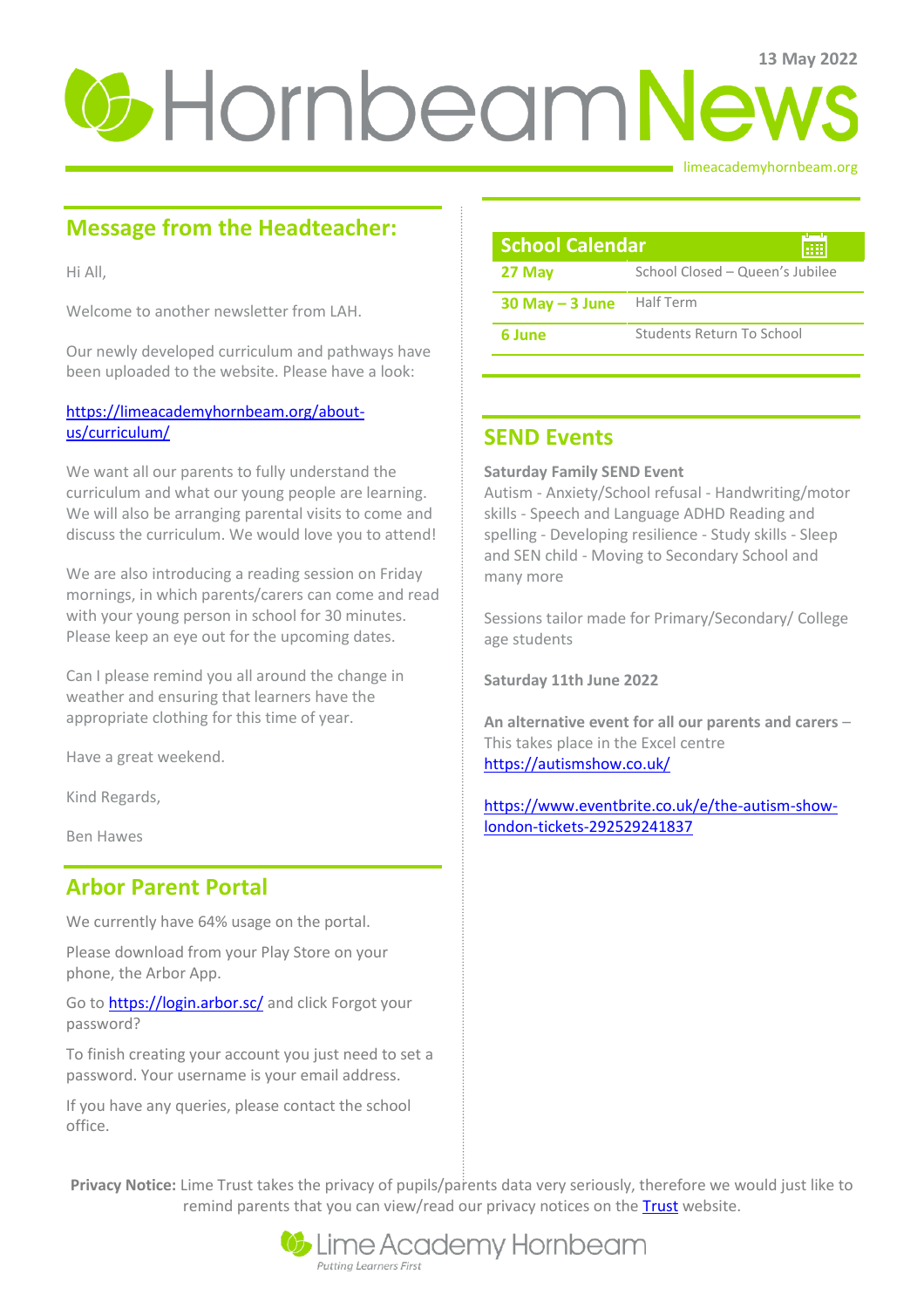13 May 2022

# Hornbeam News

limeacademyhornbeam.org

## Message from the Headteacher:

Hi All,

Welcome to another newsletter from LAH.

Our newly developed curriculum and pathways have been uploaded to the website. Please have a look:

https://limeacademyhornbeam.org/about-us/curriculum/

We want all our parents to fully understand the curriculum and what our young people are learning. We will also be arranging parental visits to come and discuss the curriculum. We would love you to attend!

We are also introducing a reading session on Friday mornings, in which parents/carers can come and read with your young person in school for 30 minutes. Please keep an eye out for the upcoming dates.

Can I please remind you all around the change in weather and ensuring that learners have the appropriate clothing for this time of year.

Have a great weekend.

Kind Regards,

Ben Hawes

## Arbor Parent Portal

We currently have 64% usage on the portal.

Please download from your Play Store on your phone, the Arbor App.

Go to https://login.arbor.sc/ and click Forgot your password?

To finish creating your account you just need to set a password. Your username is your email address.

If you have any queries, please contact the school office.

## School Calendar

| Date | Event |
| --- | --- |
| **27 May** | School Closed – Queen's Jubilee |
| **30 May – 3 June** | Half Term |
| **6 June** | Students Return To School |

## SEND Events

**Saturday Family SEND Event**

Autism - Anxiety/School refusal - Handwriting/motor skills - Speech and Language ADHD Reading and spelling - Developing resilience - Study skills - Sleep and SEN child - Moving to Secondary School and many more

Sessions tailor made for Primary/Secondary/ College age students

**Saturday 11th June 2022**

**An alternative event for all our parents and carers** – This takes place in the Excel centre https://autismshow.co.uk/

https://www.eventbrite.co.uk/e/the-autism-show-london-tickets-292529241837

**Privacy Notice:** Lime Trust takes the privacy of pupils/parents data very seriously, therefore we would just like to remind parents that you can view/read our privacy notices on the Trust website.

Lime Academy Hornbeam

*Putting Learners First*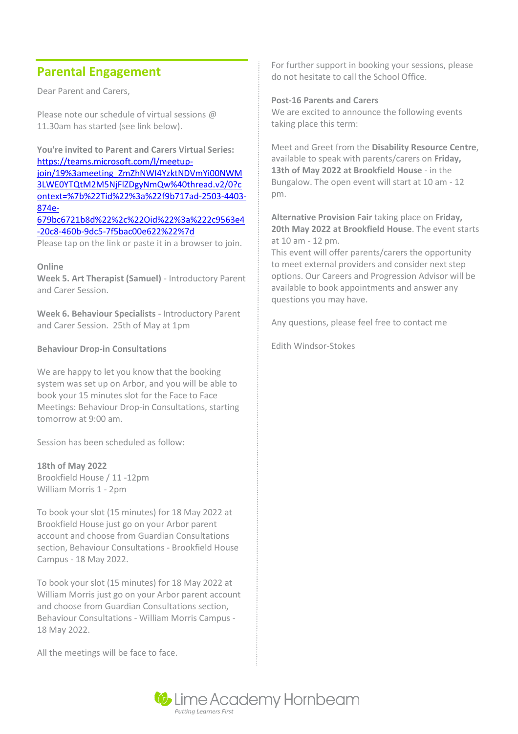## Parental Engagement

Dear Parent and Carers,

Please note our schedule of virtual sessions @ 11.30am has started (see link below).

**You're invited to Parent and Carers Virtual Series:**
[https://teams.microsoft.com/l/meetup-join/19%3ameeting_ZmZhNWI4YzktNDVmYi00NWM3LWE0YTQtM2M5NjFlZDgyNmQw%40thread.v2/0?context=%7b%22Tid%22%3a%22f9b717ad-2503-4403-874e-679bc6721b8d%22%2c%22Oid%22%3a%22c9563e4-20c8-460b-9dc5-7f5bac00e622%22%7d](https://teams.microsoft.com/l/meetup-join/19%3ameeting_ZmZhNWI4YzktNDVmYi00NWM3LWE0YTQtM2M5NjFlZDgyNmQw%40thread.v2/0?context=%7b%22Tid%22%3a%22f9b717ad-2503-4403-874e-679bc6721b8d%22%2c%22Oid%22%3a%22c9563e4-20c8-460b-9dc5-7f5bac00e622%22%7d)
Please tap on the link or paste it in a browser to join.

**Online**
**Week 5. Art Therapist (Samuel)** - Introductory Parent and Carer Session.

**Week 6. Behaviour Specialists** - Introductory Parent and Carer Session. 25th of May at 1pm

**Behaviour Drop-in Consultations**

We are happy to let you know that the booking system was set up on Arbor, and you will be able to book your 15 minutes slot for the Face to Face Meetings: Behaviour Drop-in Consultations, starting tomorrow at 9:00 am.

Session has been scheduled as follow:

**18th of May 2022**
Brookfield House / 11 -12pm
William Morris 1 - 2pm

To book your slot (15 minutes) for 18 May 2022 at Brookfield House just go on your Arbor parent account and choose from Guardian Consultations section, Behaviour Consultations - Brookfield House Campus - 18 May 2022.

To book your slot (15 minutes) for 18 May 2022 at William Morris just go on your Arbor parent account and choose from Guardian Consultations section, Behaviour Consultations - William Morris Campus - 18 May 2022.

All the meetings will be face to face.

For further support in booking your sessions, please do not hesitate to call the School Office.

**Post-16 Parents and Carers**
We are excited to announce the following events taking place this term:

Meet and Greet from the **Disability Resource Centre**, available to speak with parents/carers on **Friday, 13th of May 2022 at Brookfield House** - in the Bungalow. The open event will start at 10 am - 12 pm.

**Alternative Provision Fair** taking place on **Friday, 20th May 2022 at Brookfield House**. The event starts at 10 am - 12 pm.
This event will offer parents/carers the opportunity to meet external providers and consider next step options. Our Careers and Progression Advisor will be available to book appointments and answer any questions you may have.

Any questions, please feel free to contact me

Edith Windsor-Stokes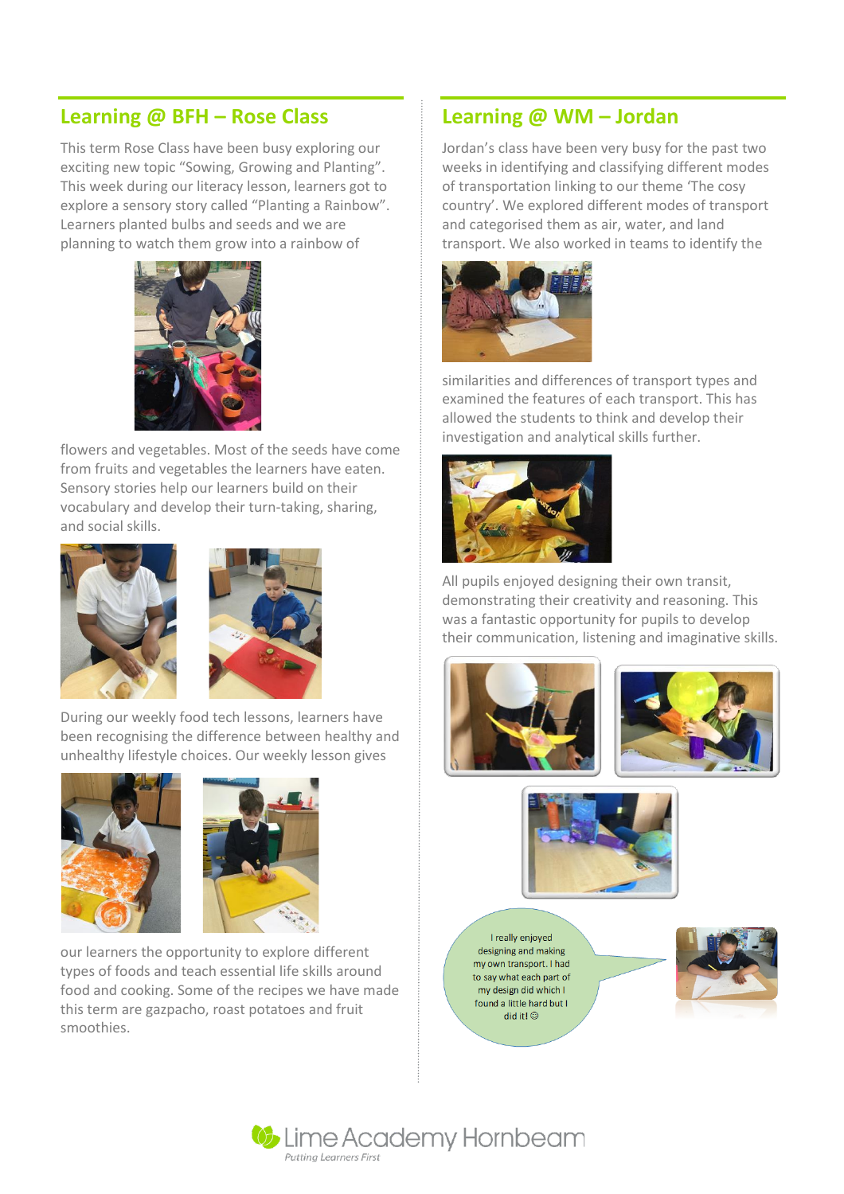## Learning @ BFH – Rose Class

This term Rose Class have been busy exploring our exciting new topic "Sowing, Growing and Planting". This week during our literacy lesson, learners got to explore a sensory story called "Planting a Rainbow". Learners planted bulbs and seeds and we are planning to watch them grow into a rainbow of flowers and vegetables. Most of the seeds have come from fruits and vegetables the learners have eaten. Sensory stories help our learners build on their vocabulary and develop their turn-taking, sharing, and social skills.

During our weekly food tech lessons, learners have been recognising the difference between healthy and unhealthy lifestyle choices. Our weekly lesson gives our learners the opportunity to explore different types of foods and teach essential life skills around food and cooking. Some of the recipes we have made this term are gazpacho, roast potatoes and fruit smoothies.

## Learning @ WM – Jordan

Jordan's class have been very busy for the past two weeks in identifying and classifying different modes of transportation linking to our theme 'The cosy country'. We explored different modes of transport and categorised them as air, water, and land transport. We also worked in teams to identify the similarities and differences of transport types and examined the features of each transport. This has allowed the students to think and develop their investigation and analytical skills further.

All pupils enjoyed designing their own transit, demonstrating their creativity and reasoning. This was a fantastic opportunity for pupils to develop their communication, listening and imaginative skills.

I really enjoyed designing and making my own transport. I had to say what each part of my design did which I found a little hard but I did it! ☺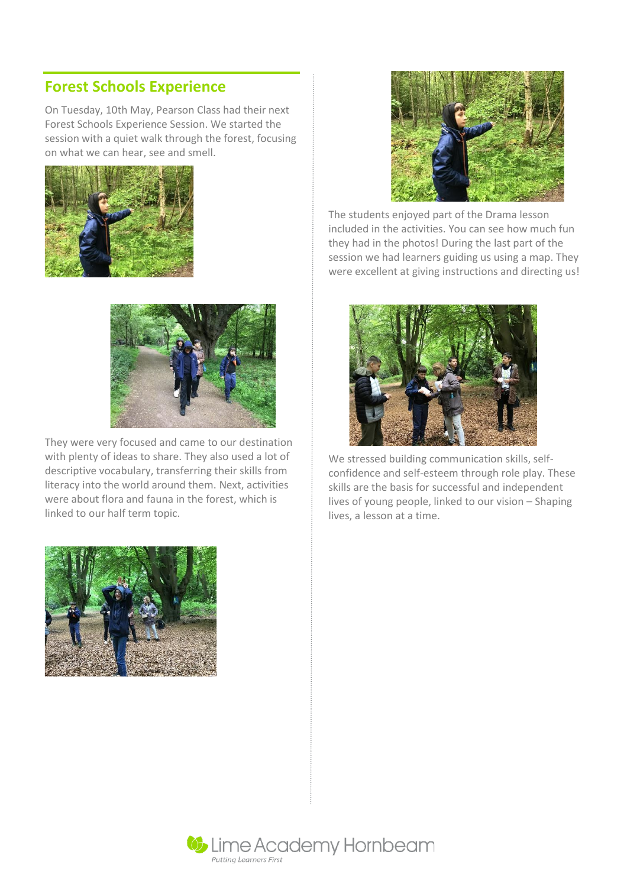## Forest Schools Experience

On Tuesday, 10th May, Pearson Class had their next Forest Schools Experience Session. We started the session with a quiet walk through the forest, focusing on what we can hear, see and smell.

They were very focused and came to our destination with plenty of ideas to share. They also used a lot of descriptive vocabulary, transferring their skills from literacy into the world around them. Next, activities were about flora and fauna in the forest, which is linked to our half term topic.

The students enjoyed part of the Drama lesson included in the activities. You can see how much fun they had in the photos! During the last part of the session we had learners guiding us using a map. They were excellent at giving instructions and directing us!

We stressed building communication skills, self-confidence and self-esteem through role play. These skills are the basis for successful and independent lives of young people, linked to our vision – Shaping lives, a lesson at a time.